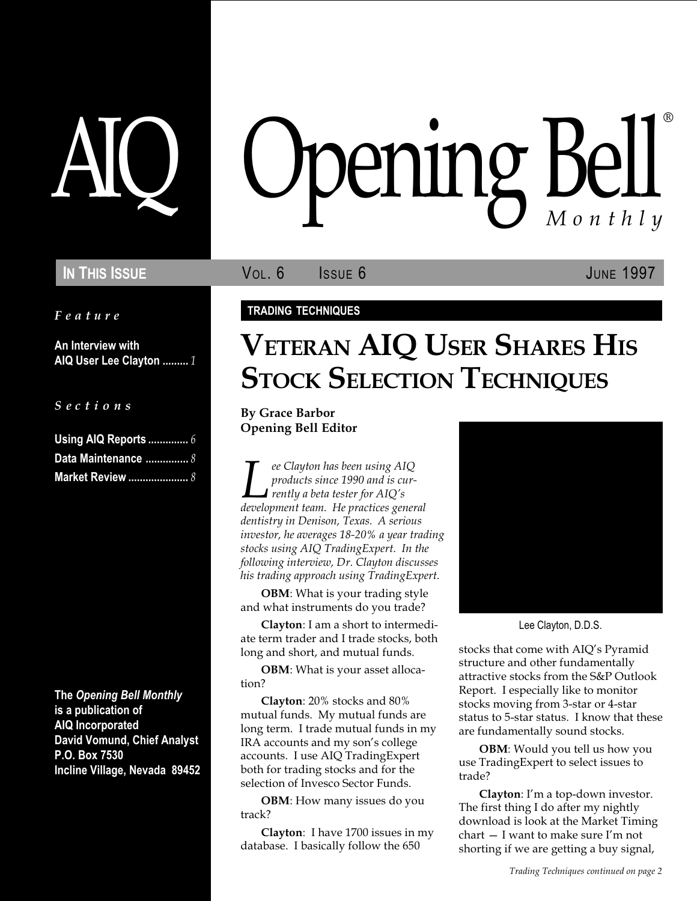# AIQ Opening Bell® Monthly

**In This Issue** — Vol. 6 Issue 6 — June 1997

*Feature*

**An Interview with AIQ User Lee Clayton** ......... 1

*Sections*

**Using AIQ Reports** .............. 6
**Data Maintenance** ............... 8
**Market Review** ..................... 8

**The *Opening Bell Monthly* is a publication of AIQ Incorporated David Vomund, Chief Analyst P.O. Box 7530 Incline Village, Nevada 89452**

**TRADING TECHNIQUES**

# Veteran AIQ User Shares His Stock Selection Techniques

**By Grace Barbor**
**Opening Bell Editor**

*Lee Clayton has been using AIQ products since 1990 and is currently a beta tester for AIQ's development team. He practices general dentistry in Denison, Texas. A serious investor, he averages 18-20% a year trading stocks using AIQ TradingExpert. In the following interview, Dr. Clayton discusses his trading approach using TradingExpert.*

**OBM**: What is your trading style and what instruments do you trade?

**Clayton**: I am a short to intermediate term trader and I trade stocks, both long and short, and mutual funds.

**OBM**: What is your asset allocation?

**Clayton**: 20% stocks and 80% mutual funds. My mutual funds are long term. I trade mutual funds in my IRA accounts and my son's college accounts. I use AIQ TradingExpert both for trading stocks and for the selection of Invesco Sector Funds.

**OBM**: How many issues do you track?

**Clayton**: I have 1700 issues in my database. I basically follow the 650 stocks that come with AIQ's Pyramid structure and other fundamentally attractive stocks from the S&P Outlook Report. I especially like to monitor stocks moving from 3-star or 4-star status to 5-star status. I know that these are fundamentally sound stocks.

Lee Clayton, D.D.S.

**OBM**: Would you tell us how you use TradingExpert to select issues to trade?

**Clayton**: I'm a top-down investor. The first thing I do after my nightly download is look at the Market Timing chart — I want to make sure I'm not shorting if we are getting a buy signal,

*Trading Techniques continued on page 2*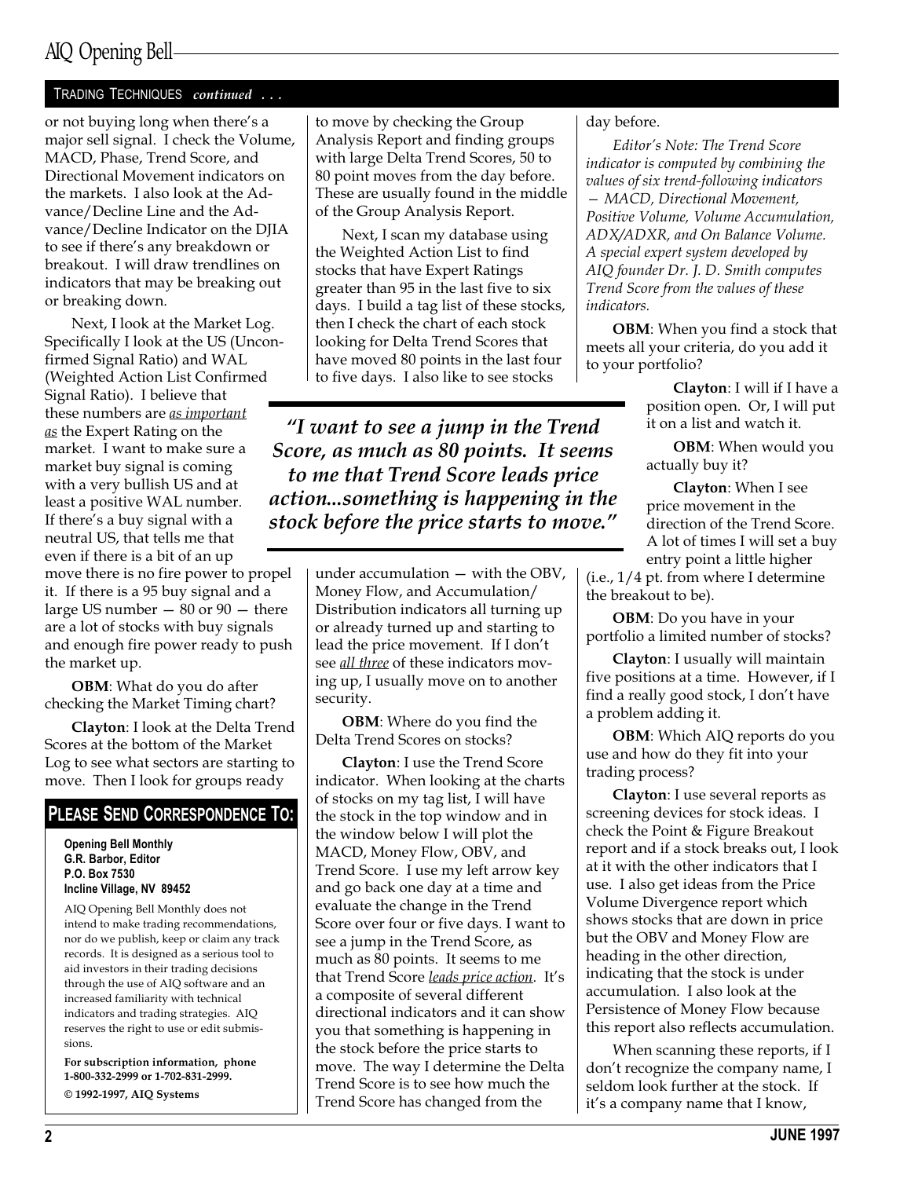TRADING TECHNIQUES *continued . . .*

or not buying long when there's a major sell signal. I check the Volume, MACD, Phase, Trend Score, and Directional Movement indicators on the markets. I also look at the Advance/Decline Line and the Advance/Decline Indicator on the DJIA to see if there's any breakdown or breakout. I will draw trendlines on indicators that may be breaking out or breaking down.

Next, I look at the Market Log. Specifically I look at the US (Unconfirmed Signal Ratio) and WAL (Weighted Action List Confirmed Signal Ratio). I believe that these numbers are *as important as* the Expert Rating on the market. I want to make sure a market buy signal is coming with a very bullish US and at least a positive WAL number. If there's a buy signal with a neutral US, that tells me that even if there is a bit of an up move there is no fire power to propel it. If there is a 95 buy signal and a large US number — 80 or 90 — there are a lot of stocks with buy signals and enough fire power ready to push the market up.

**OBM**: What do you do after checking the Market Timing chart?

**Clayton**: I look at the Delta Trend Scores at the bottom of the Market Log to see what sectors are starting to move. Then I look for groups ready to move by checking the Group Analysis Report and finding groups with large Delta Trend Scores, 50 to 80 point moves from the day before. These are usually found in the middle of the Group Analysis Report.

Next, I scan my database using the Weighted Action List to find stocks that have Expert Ratings greater than 95 in the last five to six days. I build a tag list of these stocks, then I check the chart of each stock looking for Delta Trend Scores that have moved 80 points in the last four to five days. I also like to see stocks under accumulation — with the OBV, Money Flow, and Accumulation/Distribution indicators all turning up or already turned up and starting to lead the price movement. If I don't see *all three* of these indicators moving up, I usually move on to another security.

> ***"I want to see a jump in the Trend Score, as much as 80 points. It seems to me that Trend Score leads price action...something is happening in the stock before the price starts to move."***

**OBM**: Where do you find the Delta Trend Scores on stocks?

**Clayton**: I use the Trend Score indicator. When looking at the charts of stocks on my tag list, I will have the stock in the top window and in the window below I will plot the MACD, Money Flow, OBV, and Trend Score. I use my left arrow key and go back one day at a time and evaluate the change in the Trend Score over four or five days. I want to see a jump in the Trend Score, as much as 80 points. It seems to me that Trend Score *leads price action*. It's a composite of several different directional indicators and it can show you that something is happening in the stock before the price starts to move. The way I determine the Delta Trend Score is to see how much the Trend Score has changed from the day before.

*Editor's Note: The Trend Score indicator is computed by combining the values of six trend-following indicators — MACD, Directional Movement, Positive Volume, Volume Accumulation, ADX/ADXR, and On Balance Volume. A special expert system developed by AIQ founder Dr. J. D. Smith computes Trend Score from the values of these indicators.*

**OBM**: When you find a stock that meets all your criteria, do you add it to your portfolio?

**Clayton**: I will if I have a position open. Or, I will put it on a list and watch it.

**OBM**: When would you actually buy it?

**Clayton**: When I see price movement in the direction of the Trend Score. A lot of times I will set a buy entry point a little higher (i.e., 1/4 pt. from where I determine the breakout to be).

**OBM**: Do you have in your portfolio a limited number of stocks?

**Clayton**: I usually will maintain five positions at a time. However, if I find a really good stock, I don't have a problem adding it.

**OBM**: Which AIQ reports do you use and how do they fit into your trading process?

**Clayton**: I use several reports as screening devices for stock ideas. I check the Point & Figure Breakout report and if a stock breaks out, I look at it with the other indicators that I use. I also get ideas from the Price Volume Divergence report which shows stocks that are down in price but the OBV and Money Flow are heading in the other direction, indicating that the stock is under accumulation. I also look at the Persistence of Money Flow because this report also reflects accumulation.

When scanning these reports, if I don't recognize the company name, I seldom look further at the stock. If it's a company name that I know,

## PLEASE SEND CORRESPONDENCE TO:

**Opening Bell Monthly**
**G.R. Barbor, Editor**
**P.O. Box 7530**
**Incline Village, NV 89452**

AIQ Opening Bell Monthly does not intend to make trading recommendations, nor do we publish, keep or claim any track records. It is designed as a serious tool to aid investors in their trading decisions through the use of AIQ software and an increased familiarity with technical indicators and trading strategies. AIQ reserves the right to use or edit submissions.

**For subscription information, phone 1-800-332-2999 or 1-702-831-2999.**

**© 1992-1997, AIQ Systems**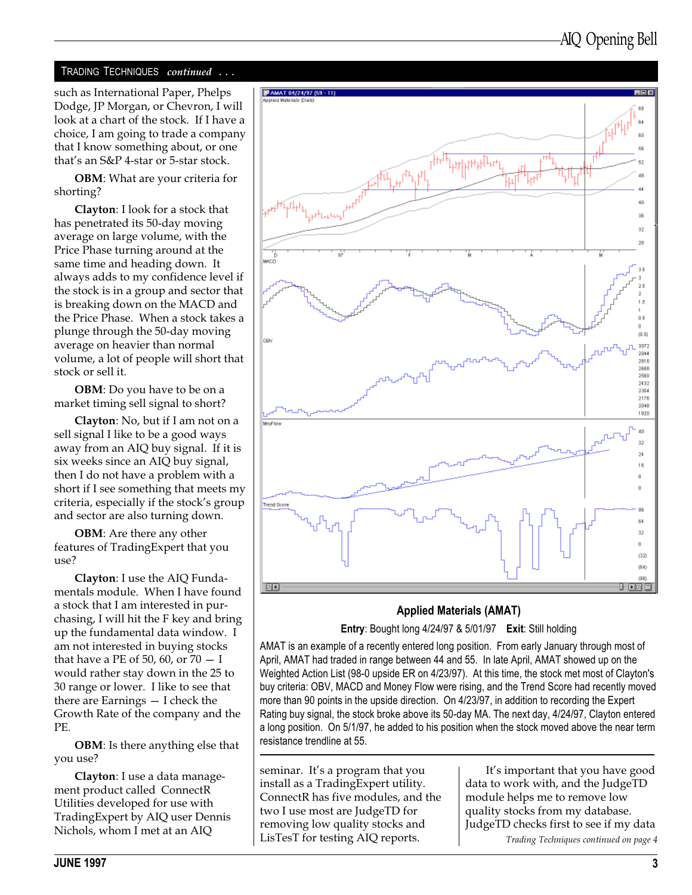TRADING TECHNIQUES *continued . . .*

such as International Paper, Phelps Dodge, JP Morgan, or Chevron, I will look at a chart of the stock. If I have a choice, I am going to trade a company that I know something about, or one that's an S&P 4-star or 5-star stock.

**OBM**: What are your criteria for shorting?

**Clayton**: I look for a stock that has penetrated its 50-day moving average on large volume, with the Price Phase turning around at the same time and heading down. It always adds to my confidence level if the stock is in a group and sector that is breaking down on the MACD and the Price Phase. When a stock takes a plunge through the 50-day moving average on heavier than normal volume, a lot of people will short that stock or sell it.

**OBM**: Do you have to be on a market timing sell signal to short?

**Clayton**: No, but if I am not on a sell signal I like to be a good ways away from an AIQ buy signal. If it is six weeks since an AIQ buy signal, then I do not have a problem with a short if I see something that meets my criteria, especially if the stock's group and sector are also turning down.

**OBM**: Are there any other features of TradingExpert that you use?

**Clayton**: I use the AIQ Fundamentals module. When I have found a stock that I am interested in purchasing, I will hit the F key and bring up the fundamental data window. I am not interested in buying stocks that have a PE of 50, 60, or 70 — I would rather stay down in the 25 to 30 range or lower. I like to see that there are Earnings — I check the Growth Rate of the company and the PE.

**OBM**: Is there anything else that you use?

**Clayton**: I use a data management product called ConnectR Utilities developed for use with TradingExpert by AIQ user Dennis Nichols, whom I met at an AIQ seminar. It's a program that you install as a TradingExpert utility. ConnectR has five modules, and the two I use most are JudgeTD for removing low quality stocks and LisTesT for testing AIQ reports.

It's important that you have good data to work with, and the JudgeTD module helps me to remove low quality stocks from my database. JudgeTD checks first to see if my data

*Trading Techniques continued on page 4*

**Applied Materials (AMAT)**

**Entry**: Bought long 4/24/97 & 5/01/97 **Exit**: Still holding

AMAT is an example of a recently entered long position. From early January through most of April, AMAT had traded in range between 44 and 55. In late April, AMAT showed up on the Weighted Action List (98-0 upside ER on 4/23/97). At this time, the stock met most of Clayton's buy criteria: OBV, MACD and Money Flow were rising, and the Trend Score had recently moved more than 90 points in the upside direction. On 4/23/97, in addition to recording the Expert Rating buy signal, the stock broke above its 50-day MA. The next day, 4/24/97, Clayton entered a long position. On 5/1/97, he added to his position when the stock moved above the near term resistance trendline at 55.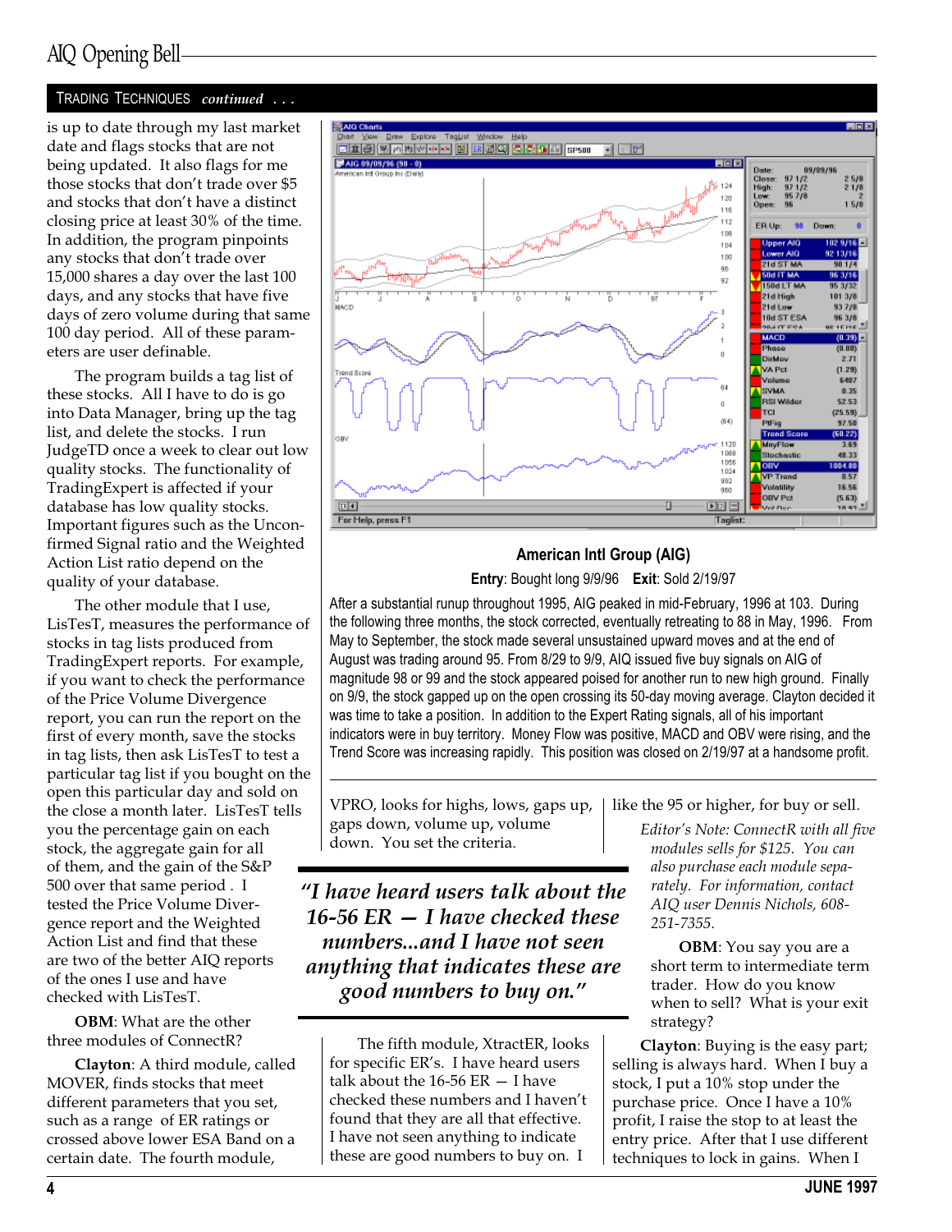## TRADING TECHNIQUES *continued . . .*

is up to date through my last market date and flags stocks that are not being updated. It also flags for me those stocks that don't trade over $5 and stocks that don't have a distinct closing price at least 30% of the time. In addition, the program pinpoints any stocks that don't trade over 15,000 shares a day over the last 100 days, and any stocks that have five days of zero volume during that same 100 day period. All of these parameters are user definable.

The program builds a tag list of these stocks. All I have to do is go into Data Manager, bring up the tag list, and delete the stocks. I run JudgeTD once a week to clear out low quality stocks. The functionality of TradingExpert is affected if your database has low quality stocks. Important figures such as the Unconfirmed Signal ratio and the Weighted Action List ratio depend on the quality of your database.

The other module that I use, LisTesT, measures the performance of stocks in tag lists produced from TradingExpert reports. For example, if you want to check the performance of the Price Volume Divergence report, you can run the report on the first of every month, save the stocks in tag lists, then ask LisTesT to test a particular tag list if you bought on the open this particular day and sold on the close a month later. LisTesT tells you the percentage gain on each stock, the aggregate gain for all of them, and the gain of the S&P 500 over that same period . I tested the Price Volume Divergence report and the Weighted Action List and find that these are two of the better AIQ reports of the ones I use and have checked with LisTesT.

**OBM**: What are the other three modules of ConnectR?

**Clayton**: A third module, called MOVER, finds stocks that meet different parameters that you set, such as a range of ER ratings or crossed above lower ESA Band on a certain date. The fourth module, VPRO, looks for highs, lows, gaps up, gaps down, volume up, volume down. You set the criteria.

> ***"I have heard users talk about the 16-56 ER — I have checked these numbers...and I have not seen anything that indicates these are good numbers to buy on."***

The fifth module, XtractER, looks for specific ER's. I have heard users talk about the 16-56 ER — I have checked these numbers and I haven't found that they are all that effective. I have not seen anything to indicate these are good numbers to buy on. I like the 95 or higher, for buy or sell.

*Editor's Note: ConnectR with all five modules sells for $125. You can also purchase each module separately. For information, contact AIQ user Dennis Nichols, 608-251-7355.*

**OBM**: You say you are a short term to intermediate term trader. How do you know when to sell? What is your exit strategy?

**Clayton**: Buying is the easy part; selling is always hard. When I buy a stock, I put a 10% stop under the purchase price. Once I have a 10% profit, I raise the stop to at least the entry price. After that I use different techniques to lock in gains. When I

---

**American Intl Group (AIG)**

**Entry**: Bought long 9/9/96 **Exit**: Sold 2/19/97

After a substantial runup throughout 1995, AIG peaked in mid-February, 1996 at 103. During the following three months, the stock corrected, eventually retreating to 88 in May, 1996. From May to September, the stock made several unsustained upward moves and at the end of August was trading around 95. From 8/29 to 9/9, AIQ issued five buy signals on AIG of magnitude 98 or 99 and the stock appeared poised for another run to new high ground. Finally on 9/9, the stock gapped up on the open crossing its 50-day moving average. Clayton decided it was time to take a position. In addition to the Expert Rating signals, all of his important indicators were in buy territory. Money Flow was positive, MACD and OBV were rising, and the Trend Score was increasing rapidly. This position was closed on 2/19/97 at a handsome profit.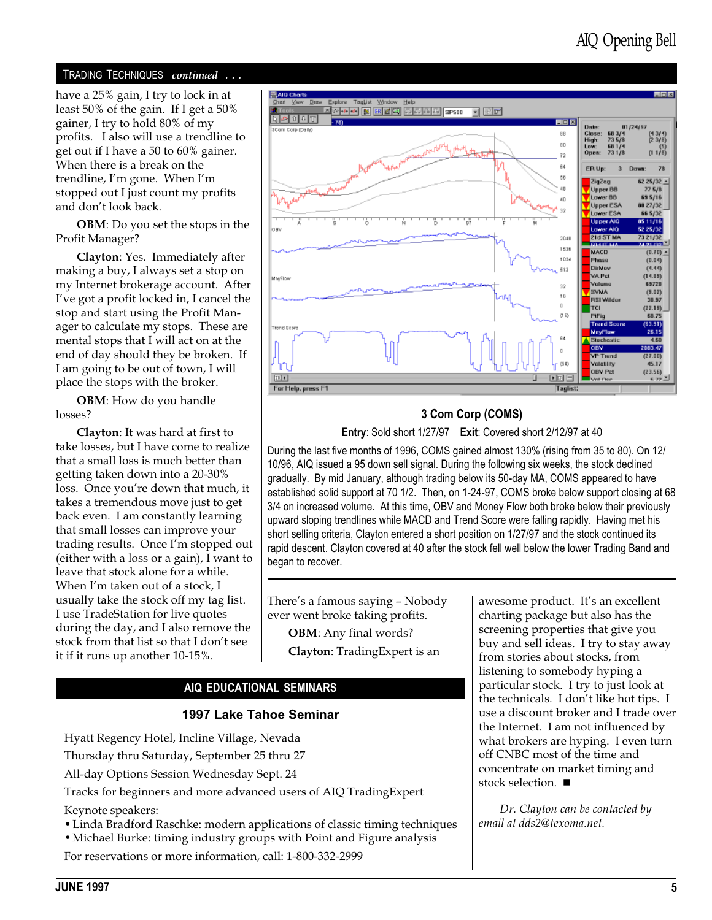## TRADING TECHNIQUES *continued . . .*

have a 25% gain, I try to lock in at least 50% of the gain. If I get a 50% gainer, I try to hold 80% of my profits. I also will use a trendline to get out if I have a 50 to 60% gainer. When there is a break on the trendline, I'm gone. When I'm stopped out I just count my profits and don't look back.

**OBM**: Do you set the stops in the Profit Manager?

**Clayton**: Yes. Immediately after making a buy, I always set a stop on my Internet brokerage account. After I've got a profit locked in, I cancel the stop and start using the Profit Manager to calculate my stops. These are mental stops that I will act on at the end of day should they be broken. If I am going to be out of town, I will place the stops with the broker.

**OBM**: How do you handle losses?

**Clayton**: It was hard at first to take losses, but I have come to realize that a small loss is much better than getting taken down into a 20-30% loss. Once you're down that much, it takes a tremendous move just to get back even. I am constantly learning that small losses can improve your trading results. Once I'm stopped out (either with a loss or a gain), I want to leave that stock alone for a while. When I'm taken out of a stock, I usually take the stock off my tag list. I use TradeStation for live quotes during the day, and I also remove the stock from that list so that I don't see it if it runs up another 10-15%.

### 3 Com Corp (COMS)

**Entry**: Sold short 1/27/97 **Exit**: Covered short 2/12/97 at 40

During the last five months of 1996, COMS gained almost 130% (rising from 35 to 80). On 12/10/96, AIQ issued a 95 down sell signal. During the following six weeks, the stock declined gradually. By mid January, although trading below its 50-day MA, COMS appeared to have established solid support at 70 1/2. Then, on 1-24-97, COMS broke below support closing at 68 3/4 on increased volume. At this time, OBV and Money Flow both broke below their previously upward sloping trendlines while MACD and Trend Score were falling rapidly. Having met his short selling criteria, Clayton entered a short position on 1/27/97 and the stock continued its rapid descent. Clayton covered at 40 after the stock fell well below the lower Trading Band and began to recover.

There's a famous saying – Nobody ever went broke taking profits.

**OBM**: Any final words?

**Clayton**: TradingExpert is an awesome product. It's an excellent charting package but also has the screening properties that give you buy and sell ideas. I try to stay away from stories about stocks, from listening to somebody hyping a particular stock. I try to just look at the technicals. I don't like hot tips. I use a discount broker and I trade over the Internet. I am not influenced by what brokers are hyping. I even turn off CNBC most of the time and concentrate on market timing and stock selection. ■

*Dr. Clayton can be contacted by email at dds2@texoma.net.*

## AIQ EDUCATIONAL SEMINARS

### 1997 Lake Tahoe Seminar

Hyatt Regency Hotel, Incline Village, Nevada

Thursday thru Saturday, September 25 thru 27

All-day Options Session Wednesday Sept. 24

Tracks for beginners and more advanced users of AIQ TradingExpert

Keynote speakers:

- Linda Bradford Raschke: modern applications of classic timing techniques
- Michael Burke: timing industry groups with Point and Figure analysis

For reservations or more information, call: 1-800-332-2999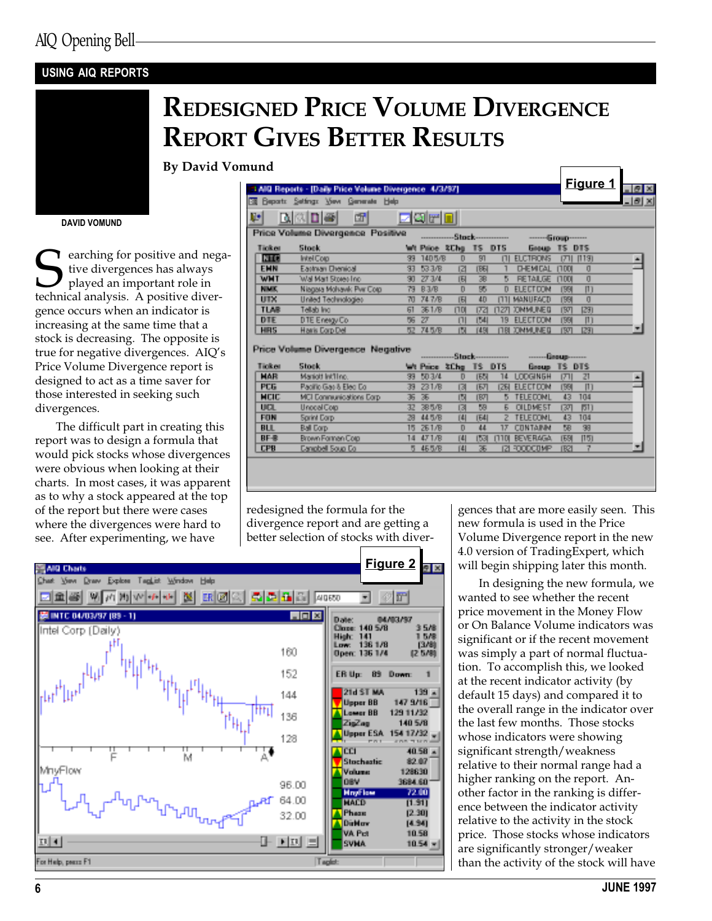## USING AIQ REPORTS

# Redesigned Price Volume Divergence Report Gives Better Results

**By David Vomund**

DAVID VOMUND

Searching for positive and negative divergences has always played an important role in technical analysis. A positive divergence occurs when an indicator is increasing at the same time that a stock is decreasing. The opposite is true for negative divergences. AIQ's Price Volume Divergence report is designed to act as a time saver for those interested in seeking such divergences.

The difficult part in creating this report was to design a formula that would pick stocks whose divergences were obvious when looking at their charts. In most cases, it was apparent as to why a stock appeared at the top of the report but there were cases where the divergences were hard to see. After experimenting, we have redesigned the formula for the divergence report and are getting a better selection of stocks with divergences that are more easily seen. This new formula is used in the Price Volume Divergence report in the new 4.0 version of TradingExpert, which will begin shipping later this month.

In designing the new formula, we wanted to see whether the recent price movement in the Money Flow or On Balance Volume indicators was significant or if the recent movement was simply a part of normal fluctuation. To accomplish this, we looked at the recent indicator activity (by default 15 days) and compared it to the overall range in the indicator over the last few months. Those stocks whose indicators were showing significant strength/weakness relative to their normal range had a higher ranking on the report. Another factor in the ranking is difference between the indicator activity relative to the activity in the stock price. Those stocks whose indicators are significantly stronger/weaker than the activity of the stock will have

**Figure 1**

**Figure 2**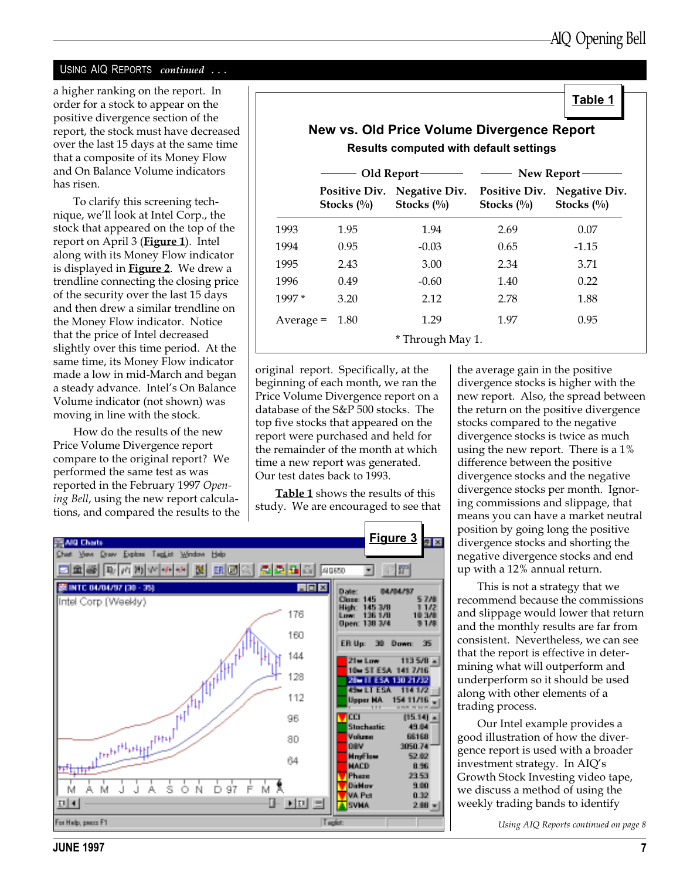## USING AIQ REPORTS *continued . . .*

a higher ranking on the report. In order for a stock to appear on the positive divergence section of the report, the stock must have decreased over the last 15 days at the same time that a composite of its Money Flow and On Balance Volume indicators has risen.

To clarify this screening technique, we'll look at Intel Corp., the stock that appeared on the top of the report on April 3 (**Figure 1**). Intel along with its Money Flow indicator is displayed in **Figure 2**. We drew a trendline connecting the closing price of the security over the last 15 days and then drew a similar trendline on the Money Flow indicator. Notice that the price of Intel decreased slightly over this time period. At the same time, its Money Flow indicator made a low in mid-March and began a steady advance. Intel's On Balance Volume indicator (not shown) was moving in line with the stock.

How do the results of the new Price Volume Divergence report compare to the original report? We performed the same test as was reported in the February 1997 *Opening Bell*, using the new report calculations, and compared the results to the original report. Specifically, at the beginning of each month, we ran the Price Volume Divergence report on a database of the S&P 500 stocks. The top five stocks that appeared on the report were purchased and held for the remainder of the month at which time a new report was generated. Our test dates back to 1993.

**Table 1** shows the results of this study. We are encouraged to see that the average gain in the positive divergence stocks is higher with the new report. Also, the spread between the return on the positive divergence stocks compared to the negative divergence stocks is twice as much using the new report. There is a 1% difference between the positive divergence stocks and the negative divergence stocks per month. Ignoring commissions and slippage, that means you can have a market neutral position by going long the positive divergence stocks and shorting the negative divergence stocks and end up with a 12% annual return.

This is not a strategy that we recommend because the commissions and slippage would lower that return and the monthly results are far from consistent. Nevertheless, we can see that the report is effective in determining what will outperform and underperform so it should be used along with other elements of a trading process.

Our Intel example provides a good illustration of how the divergence report is used with a broader investment strategy. In AIQ's Growth Stock Investing video tape, we discuss a method of using the weekly trading bands to identify

*Using AIQ Reports continued on page 8*

**Table 1**

### New vs. Old Price Volume Divergence Report

**Results computed with default settings**

| | Old Report | | New Report | |
|---|---|---|---|---|
| | Positive Div. Stocks (%) | Negative Div. Stocks (%) | Positive Div. Stocks (%) | Negative Div. Stocks (%) |
| 1993 | 1.95 | 1.94 | 2.69 | 0.07 |
| 1994 | 0.95 | -0.03 | 0.65 | -1.15 |
| 1995 | 2.43 | 3.00 | 2.34 | 3.71 |
| 1996 | 0.49 | -0.60 | 1.40 | 0.22 |
| 1997 * | 3.20 | 2.12 | 2.78 | 1.88 |
| Average = | 1.80 | 1.29 | 1.97 | 0.95 |

\* Through May 1.

**Figure 3**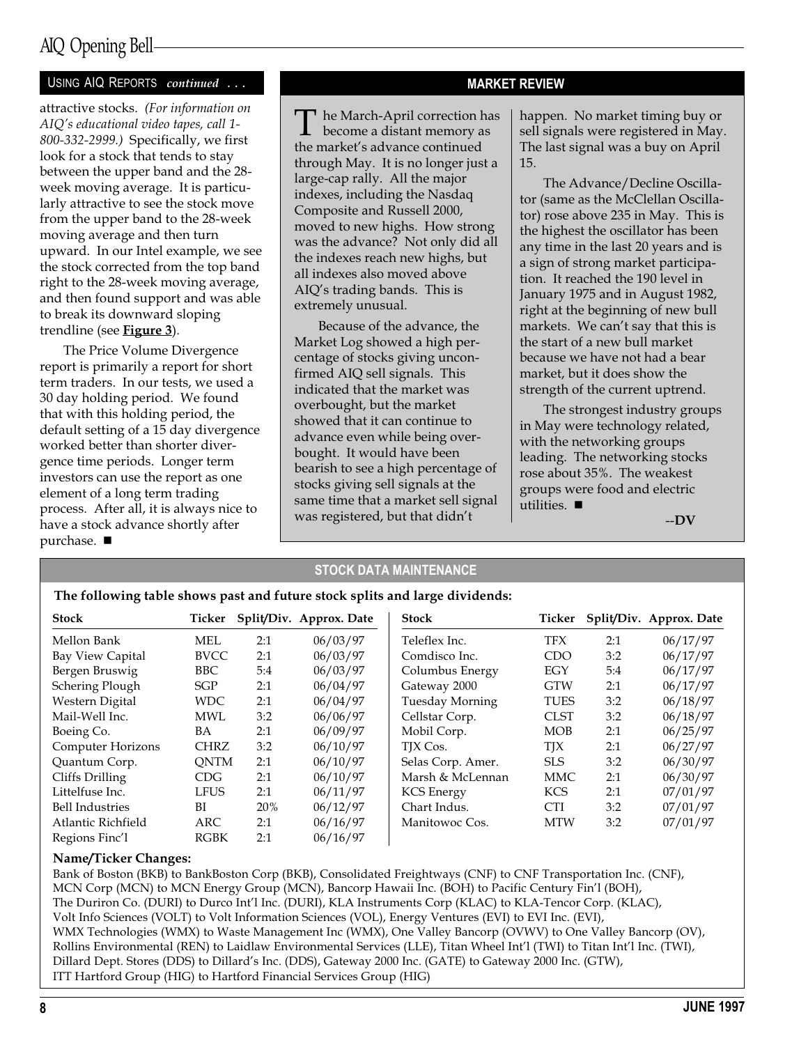## USING AIQ REPORTS *continued* . . .

attractive stocks. *(For information on AIQ's educational video tapes, call 1-800-332-2999.)* Specifically, we first look for a stock that tends to stay between the upper band and the 28-week moving average. It is particularly attractive to see the stock move from the upper band to the 28-week moving average and then turn upward. In our Intel example, we see the stock corrected from the top band right to the 28-week moving average, and then found support and was able to break its downward sloping trendline (see **Figure 3**).

The Price Volume Divergence report is primarily a report for short term traders. In our tests, we used a 30 day holding period. We found that with this holding period, the default setting of a 15 day divergence worked better than shorter divergence time periods. Longer term investors can use the report as one element of a long term trading process. After all, it is always nice to have a stock advance shortly after purchase. ■

## MARKET REVIEW

The March-April correction has become a distant memory as the market's advance continued through May. It is no longer just a large-cap rally. All the major indexes, including the Nasdaq Composite and Russell 2000, moved to new highs. How strong was the advance? Not only did all the indexes reach new highs, but all indexes also moved above AIQ's trading bands. This is extremely unusual.

Because of the advance, the Market Log showed a high percentage of stocks giving unconfirmed AIQ sell signals. This indicated that the market was overbought, but the market showed that it can continue to advance even while being overbought. It would have been bearish to see a high percentage of stocks giving sell signals at the same time that a market sell signal was registered, but that didn't happen. No market timing buy or sell signals were registered in May. The last signal was a buy on April 15.

The Advance/Decline Oscillator (same as the McClellan Oscillator) rose above 235 in May. This is the highest the oscillator has been any time in the last 20 years and is a sign of strong market participation. It reached the 190 level in January 1975 and in August 1982, right at the beginning of new bull markets. We can't say that this is the start of a new bull market because we have not had a bear market, but it does show the strength of the current uptrend.

The strongest industry groups in May were technology related, with the networking groups leading. The networking stocks rose about 35%. The weakest groups were food and electric utilities. ■

--**DV**

## STOCK DATA MAINTENANCE

**The following table shows past and future stock splits and large dividends:**

| Stock | Ticker | Split/Div. | Approx. Date |
|---|---|---|---|
| Mellon Bank | MEL | 2:1 | 06/03/97 |
| Bay View Capital | BVCC | 2:1 | 06/03/97 |
| Bergen Bruswig | BBC | 5:4 | 06/03/97 |
| Schering Plough | SGP | 2:1 | 06/04/97 |
| Western Digital | WDC | 2:1 | 06/04/97 |
| Mail-Well Inc. | MWL | 3:2 | 06/06/97 |
| Boeing Co. | BA | 2:1 | 06/09/97 |
| Computer Horizons | CHRZ | 3:2 | 06/10/97 |
| Quantum Corp. | QNTM | 2:1 | 06/10/97 |
| Cliffs Drilling | CDG | 2:1 | 06/10/97 |
| Littelfuse Inc. | LFUS | 2:1 | 06/11/97 |
| Bell Industries | BI | 20% | 06/12/97 |
| Atlantic Richfield | ARC | 2:1 | 06/16/97 |
| Regions Finc'l | RGBK | 2:1 | 06/16/97 |
| Teleflex Inc. | TFX | 2:1 | 06/17/97 |
| Comdisco Inc. | CDO | 3:2 | 06/17/97 |
| Columbus Energy | EGY | 5:4 | 06/17/97 |
| Gateway 2000 | GTW | 2:1 | 06/17/97 |
| Tuesday Morning | TUES | 3:2 | 06/18/97 |
| Cellstar Corp. | CLST | 3:2 | 06/18/97 |
| Mobil Corp. | MOB | 2:1 | 06/25/97 |
| TJX Cos. | TJX | 2:1 | 06/27/97 |
| Selas Corp. Amer. | SLS | 3:2 | 06/30/97 |
| Marsh & McLennan | MMC | 2:1 | 06/30/97 |
| KCS Energy | KCS | 2:1 | 07/01/97 |
| Chart Indus. | CTI | 3:2 | 07/01/97 |
| Manitowoc Cos. | MTW | 3:2 | 07/01/97 |

**Name/Ticker Changes:**

Bank of Boston (BKB) to BankBoston Corp (BKB), Consolidated Freightways (CNF) to CNF Transportation Inc. (CNF), MCN Corp (MCN) to MCN Energy Group (MCN), Bancorp Hawaii Inc. (BOH) to Pacific Century Fin'l (BOH), The Duriron Co. (DURI) to Durco Int'l Inc. (DURI), KLA Instruments Corp (KLAC) to KLA-Tencor Corp. (KLAC), Volt Info Sciences (VOLT) to Volt Information Sciences (VOL), Energy Ventures (EVI) to EVI Inc. (EVI), WMX Technologies (WMX) to Waste Management Inc (WMX), One Valley Bancorp (OVWV) to One Valley Bancorp (OV), Rollins Environmental (REN) to Laidlaw Environmental Services (LLE), Titan Wheel Int'l (TWI) to Titan Int'l Inc. (TWI), Dillard Dept. Stores (DDS) to Dillard's Inc. (DDS), Gateway 2000 Inc. (GATE) to Gateway 2000 Inc. (GTW), ITT Hartford Group (HIG) to Hartford Financial Services Group (HIG)